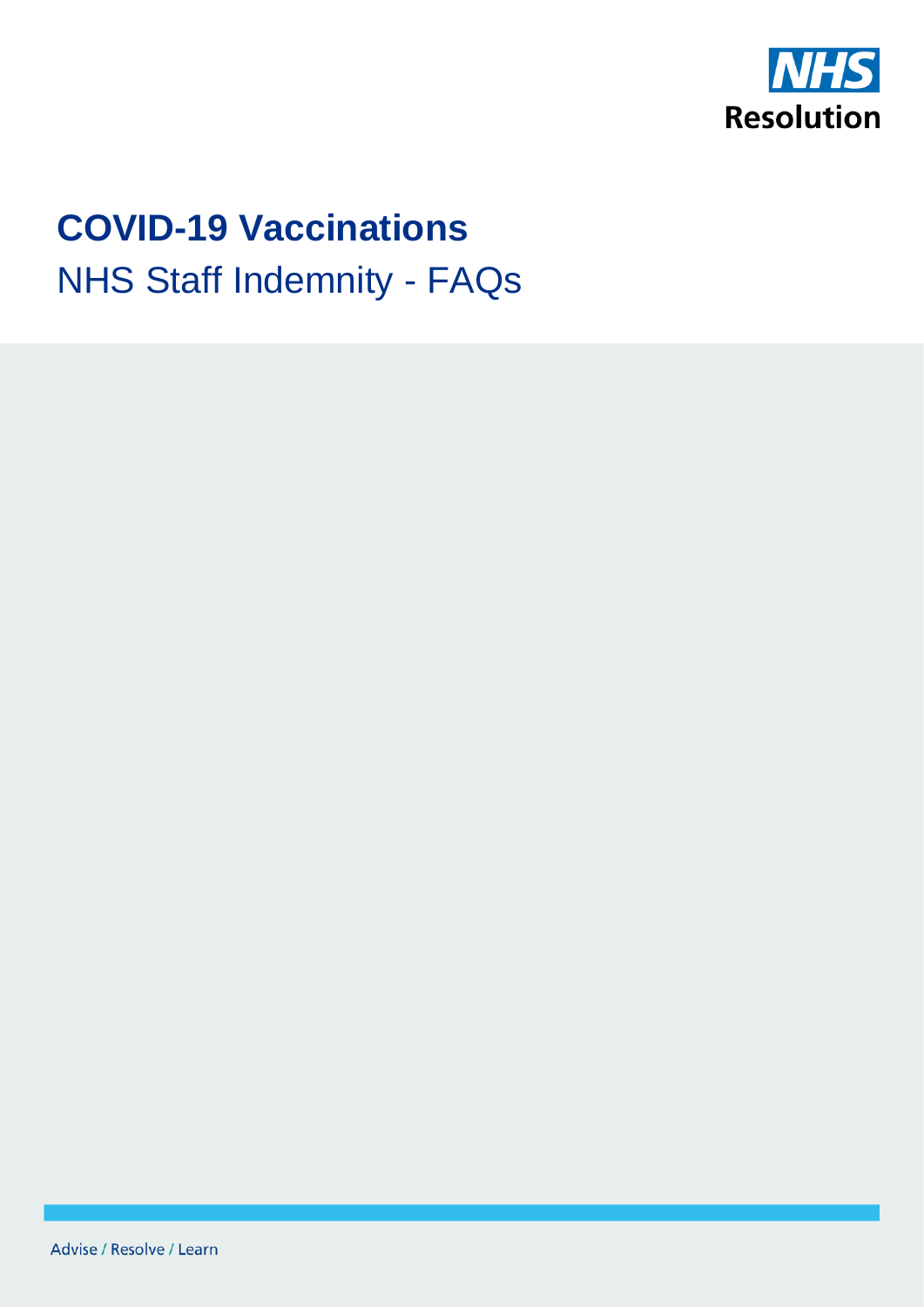NHS Resolution

# COVID-19 Vaccinations

## NHS Staff Indemnity - FAQs

Advise / Resolve / Learn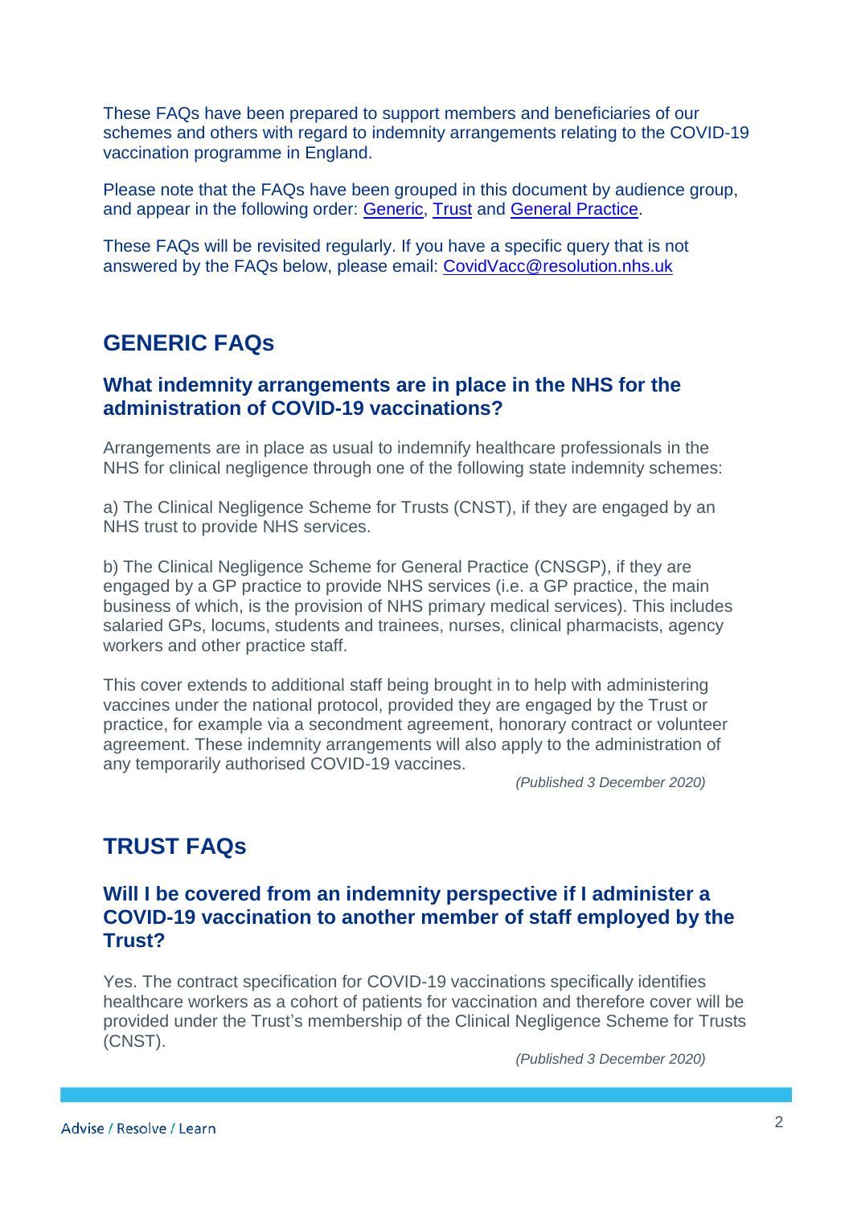These FAQs have been prepared to support members and beneficiaries of our schemes and others with regard to indemnity arrangements relating to the COVID-19 vaccination programme in England.

Please note that the FAQs have been grouped in this document by audience group, and appear in the following order: Generic, Trust and General Practice.

These FAQs will be revisited regularly. If you have a specific query that is not answered by the FAQs below, please email: CovidVacc@resolution.nhs.uk

## GENERIC FAQs

### What indemnity arrangements are in place in the NHS for the administration of COVID-19 vaccinations?

Arrangements are in place as usual to indemnify healthcare professionals in the NHS for clinical negligence through one of the following state indemnity schemes:

a) The Clinical Negligence Scheme for Trusts (CNST), if they are engaged by an NHS trust to provide NHS services.

b) The Clinical Negligence Scheme for General Practice (CNSGP), if they are engaged by a GP practice to provide NHS services (i.e. a GP practice, the main business of which, is the provision of NHS primary medical services). This includes salaried GPs, locums, students and trainees, nurses, clinical pharmacists, agency workers and other practice staff.

This cover extends to additional staff being brought in to help with administering vaccines under the national protocol, provided they are engaged by the Trust or practice, for example via a secondment agreement, honorary contract or volunteer agreement. These indemnity arrangements will also apply to the administration of any temporarily authorised COVID-19 vaccines.

*(Published 3 December 2020)*

## TRUST FAQs

### Will I be covered from an indemnity perspective if I administer a COVID-19 vaccination to another member of staff employed by the Trust?

Yes. The contract specification for COVID-19 vaccinations specifically identifies healthcare workers as a cohort of patients for vaccination and therefore cover will be provided under the Trust's membership of the Clinical Negligence Scheme for Trusts (CNST).

*(Published 3 December 2020)*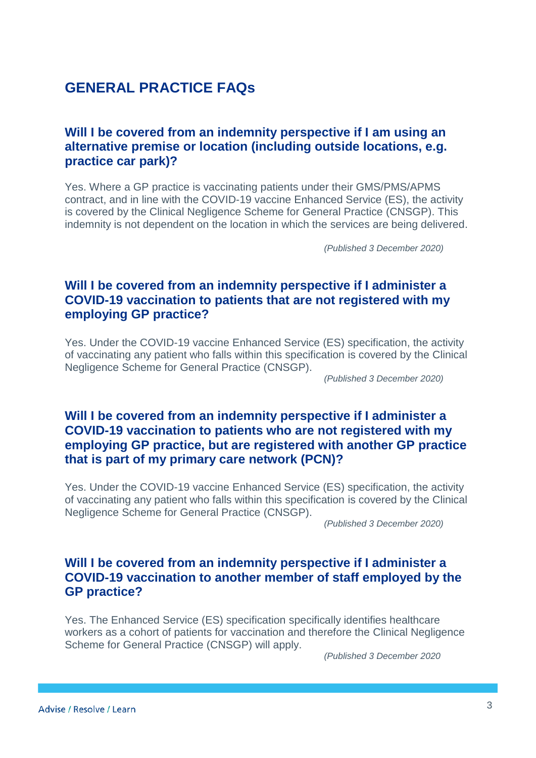# GENERAL PRACTICE FAQs

## Will I be covered from an indemnity perspective if I am using an alternative premise or location (including outside locations, e.g. practice car park)?

Yes. Where a GP practice is vaccinating patients under their GMS/PMS/APMS contract, and in line with the COVID-19 vaccine Enhanced Service (ES), the activity is covered by the Clinical Negligence Scheme for General Practice (CNSGP). This indemnity is not dependent on the location in which the services are being delivered.

*(Published 3 December 2020)*

## Will I be covered from an indemnity perspective if I administer a COVID-19 vaccination to patients that are not registered with my employing GP practice?

Yes. Under the COVID-19 vaccine Enhanced Service (ES) specification, the activity of vaccinating any patient who falls within this specification is covered by the Clinical Negligence Scheme for General Practice (CNSGP).

*(Published 3 December 2020)*

## Will I be covered from an indemnity perspective if I administer a COVID-19 vaccination to patients who are not registered with my employing GP practice, but are registered with another GP practice that is part of my primary care network (PCN)?

Yes. Under the COVID-19 vaccine Enhanced Service (ES) specification, the activity of vaccinating any patient who falls within this specification is covered by the Clinical Negligence Scheme for General Practice (CNSGP).

*(Published 3 December 2020)*

## Will I be covered from an indemnity perspective if I administer a COVID-19 vaccination to another member of staff employed by the GP practice?

Yes. The Enhanced Service (ES) specification specifically identifies healthcare workers as a cohort of patients for vaccination and therefore the Clinical Negligence Scheme for General Practice (CNSGP) will apply.

*(Published 3 December 2020*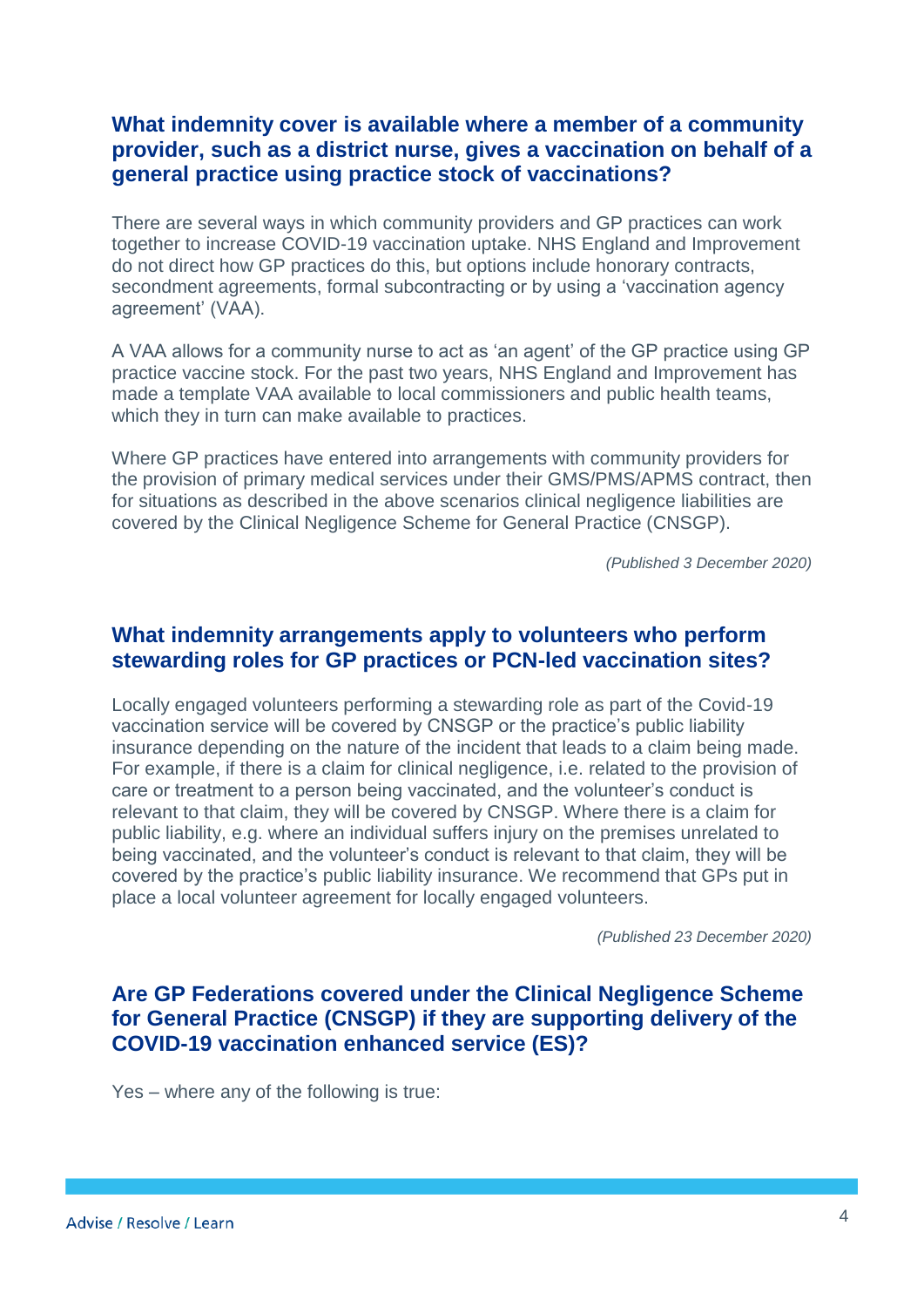## What indemnity cover is available where a member of a community provider, such as a district nurse, gives a vaccination on behalf of a general practice using practice stock of vaccinations?

There are several ways in which community providers and GP practices can work together to increase COVID-19 vaccination uptake. NHS England and Improvement do not direct how GP practices do this, but options include honorary contracts, secondment agreements, formal subcontracting or by using a 'vaccination agency agreement' (VAA).

A VAA allows for a community nurse to act as 'an agent' of the GP practice using GP practice vaccine stock. For the past two years, NHS England and Improvement has made a template VAA available to local commissioners and public health teams, which they in turn can make available to practices.

Where GP practices have entered into arrangements with community providers for the provision of primary medical services under their GMS/PMS/APMS contract, then for situations as described in the above scenarios clinical negligence liabilities are covered by the Clinical Negligence Scheme for General Practice (CNSGP).

*(Published 3 December 2020)*

## What indemnity arrangements apply to volunteers who perform stewarding roles for GP practices or PCN-led vaccination sites?

Locally engaged volunteers performing a stewarding role as part of the Covid-19 vaccination service will be covered by CNSGP or the practice's public liability insurance depending on the nature of the incident that leads to a claim being made. For example, if there is a claim for clinical negligence, i.e. related to the provision of care or treatment to a person being vaccinated, and the volunteer's conduct is relevant to that claim, they will be covered by CNSGP. Where there is a claim for public liability, e.g. where an individual suffers injury on the premises unrelated to being vaccinated, and the volunteer's conduct is relevant to that claim, they will be covered by the practice's public liability insurance. We recommend that GPs put in place a local volunteer agreement for locally engaged volunteers.

*(Published 23 December 2020)*

## Are GP Federations covered under the Clinical Negligence Scheme for General Practice (CNSGP) if they are supporting delivery of the COVID-19 vaccination enhanced service (ES)?

Yes – where any of the following is true: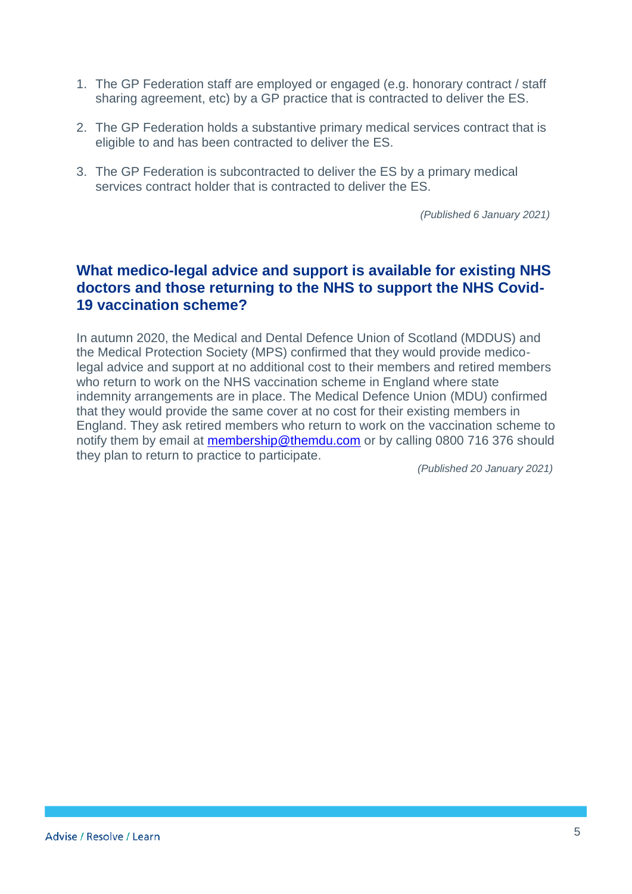1. The GP Federation staff are employed or engaged (e.g. honorary contract / staff sharing agreement, etc) by a GP practice that is contracted to deliver the ES.

2. The GP Federation holds a substantive primary medical services contract that is eligible to and has been contracted to deliver the ES.

3. The GP Federation is subcontracted to deliver the ES by a primary medical services contract holder that is contracted to deliver the ES.

*(Published 6 January 2021)*

## What medico-legal advice and support is available for existing NHS doctors and those returning to the NHS to support the NHS Covid-19 vaccination scheme?

In autumn 2020, the Medical and Dental Defence Union of Scotland (MDDUS) and the Medical Protection Society (MPS) confirmed that they would provide medico-legal advice and support at no additional cost to their members and retired members who return to work on the NHS vaccination scheme in England where state indemnity arrangements are in place. The Medical Defence Union (MDU) confirmed that they would provide the same cover at no cost for their existing members in England. They ask retired members who return to work on the vaccination scheme to notify them by email at membership@themdu.com or by calling 0800 716 376 should they plan to return to practice to participate.

*(Published 20 January 2021)*